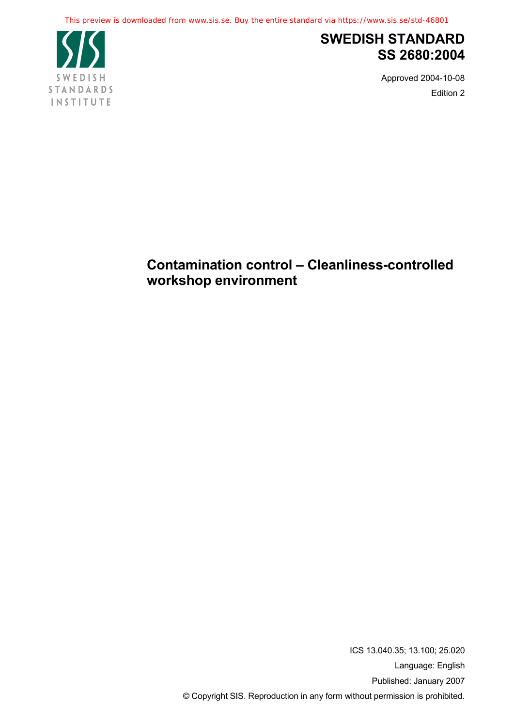This preview is downloaded from www.sis.se. Buy the entire standard via https://www.sis.se/std-46801

SWEDISH STANDARDS INSTITUTE

# SWEDISH STANDARD
# SS 2680:2004

Approved 2004-10-08

Edition 2

## Contamination control – Cleanliness-controlled workshop environment

ICS 13.040.35; 13.100; 25.020

Language: English

Published: January 2007

© Copyright SIS. Reproduction in any form without permission is prohibited.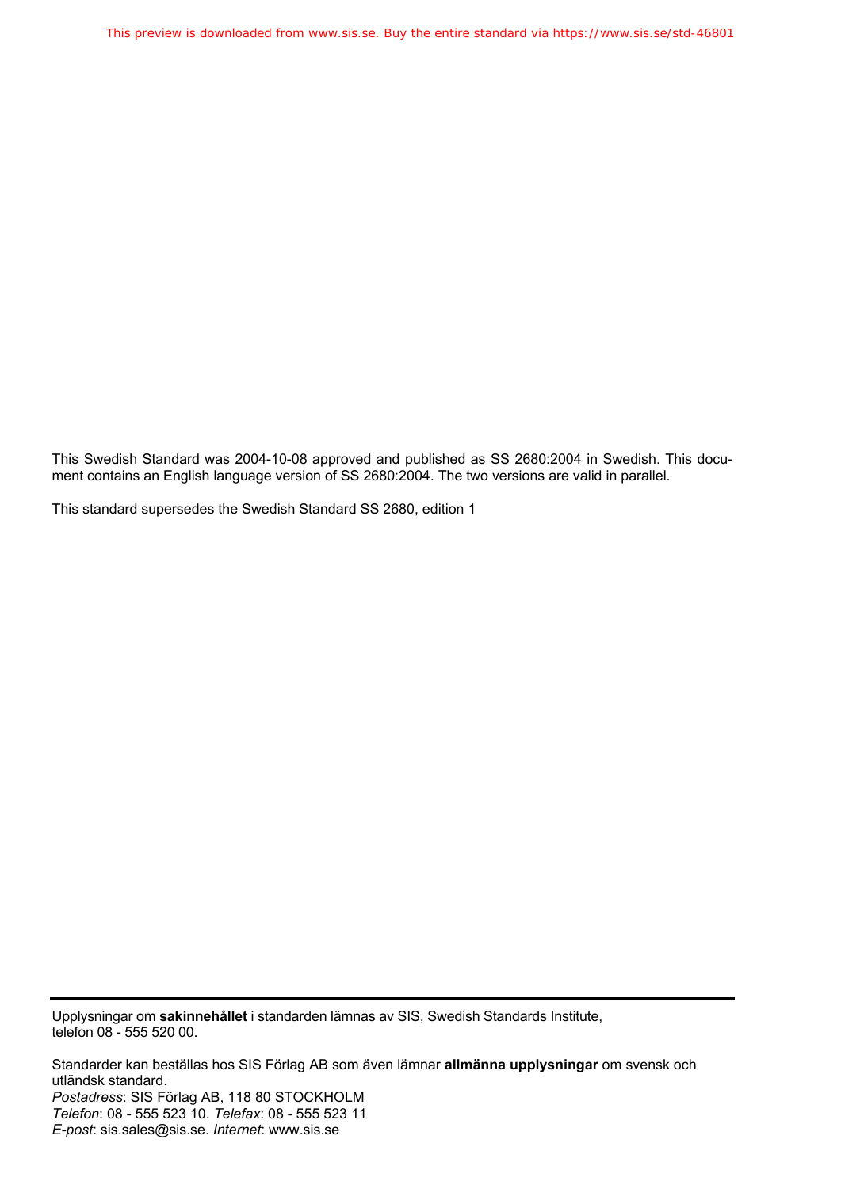This Swedish Standard was 2004-10-08 approved and published as SS 2680:2004 in Swedish. This document contains an English language version of SS 2680:2004. The two versions are valid in parallel.

This standard supersedes the Swedish Standard SS 2680, edition 1

---

Upplysningar om **sakinnehållet** i standarden lämnas av SIS, Swedish Standards Institute, telefon 08 - 555 520 00.

Standarder kan beställas hos SIS Förlag AB som även lämnar **allmänna upplysningar** om svensk och utländsk standard.
*Postadress*: SIS Förlag AB, 118 80 STOCKHOLM
*Telefon*: 08 - 555 523 10. *Telefax*: 08 - 555 523 11
*E-post*: sis.sales@sis.se. *Internet*: www.sis.se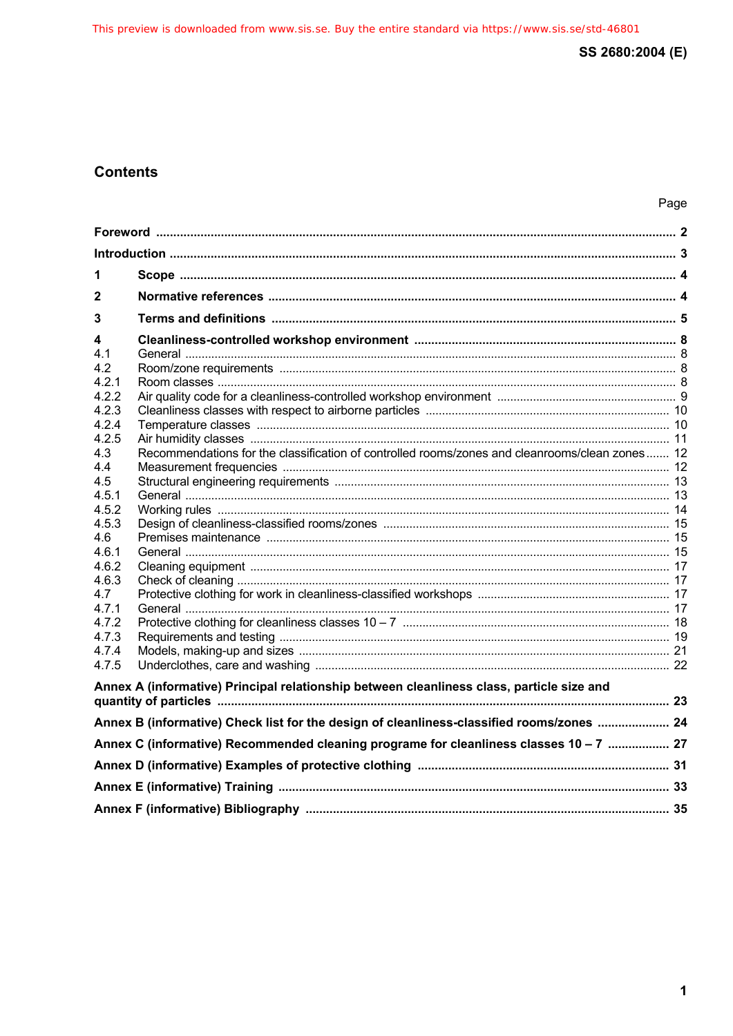## Contents

| | | Page |
|---|---|---|
| **Foreword** | | **2** |
| **Introduction** | | **3** |
| **1** | **Scope** | **4** |
| **2** | **Normative references** | **4** |
| **3** | **Terms and definitions** | **5** |
| **4** | **Cleanliness-controlled workshop environment** | **8** |
| 4.1 | General | 8 |
| 4.2 | Room/zone requirements | 8 |
| 4.2.1 | Room classes | 8 |
| 4.2.2 | Air quality code for a cleanliness-controlled workshop environment | 9 |
| 4.2.3 | Cleanliness classes with respect to airborne particles | 10 |
| 4.2.4 | Temperature classes | 10 |
| 4.2.5 | Air humidity classes | 11 |
| 4.3 | Recommendations for the classification of controlled rooms/zones and cleanrooms/clean zones | 12 |
| 4.4 | Measurement frequencies | 12 |
| 4.5 | Structural engineering requirements | 13 |
| 4.5.1 | General | 13 |
| 4.5.2 | Working rules | 14 |
| 4.5.3 | Design of cleanliness-classified rooms/zones | 15 |
| 4.6 | Premises maintenance | 15 |
| 4.6.1 | General | 15 |
| 4.6.2 | Cleaning equipment | 17 |
| 4.6.3 | Check of cleaning | 17 |
| 4.7 | Protective clothing for work in cleanliness-classified workshops | 17 |
| 4.7.1 | General | 17 |
| 4.7.2 | Protective clothing for cleanliness classes 10 – 7 | 18 |
| 4.7.3 | Requirements and testing | 19 |
| 4.7.4 | Models, making-up and sizes | 21 |
| 4.7.5 | Underclothes, care and washing | 22 |
| **Annex A (informative) Principal relationship between cleanliness class, particle size and quantity of particles** | | **23** |
| **Annex B (informative) Check list for the design of cleanliness-classified rooms/zones** | | **24** |
| **Annex C (informative) Recommended cleaning programe for cleanliness classes 10 – 7** | | **27** |
| **Annex D (informative) Examples of protective clothing** | | **31** |
| **Annex E (informative) Training** | | **33** |
| **Annex F (informative) Bibliography** | | **35** |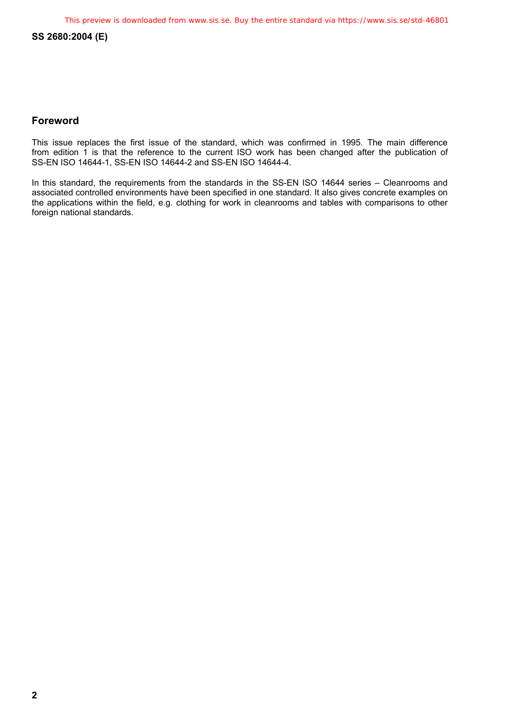## Foreword

This issue replaces the first issue of the standard, which was confirmed in 1995. The main difference from edition 1 is that the reference to the current ISO work has been changed after the publication of SS-EN ISO 14644-1, SS-EN ISO 14644-2 and SS-EN ISO 14644-4.

In this standard, the requirements from the standards in the SS-EN ISO 14644 series – Cleanrooms and associated controlled environments have been specified in one standard. It also gives concrete examples on the applications within the field, e.g. clothing for work in cleanrooms and tables with comparisons to other foreign national standards.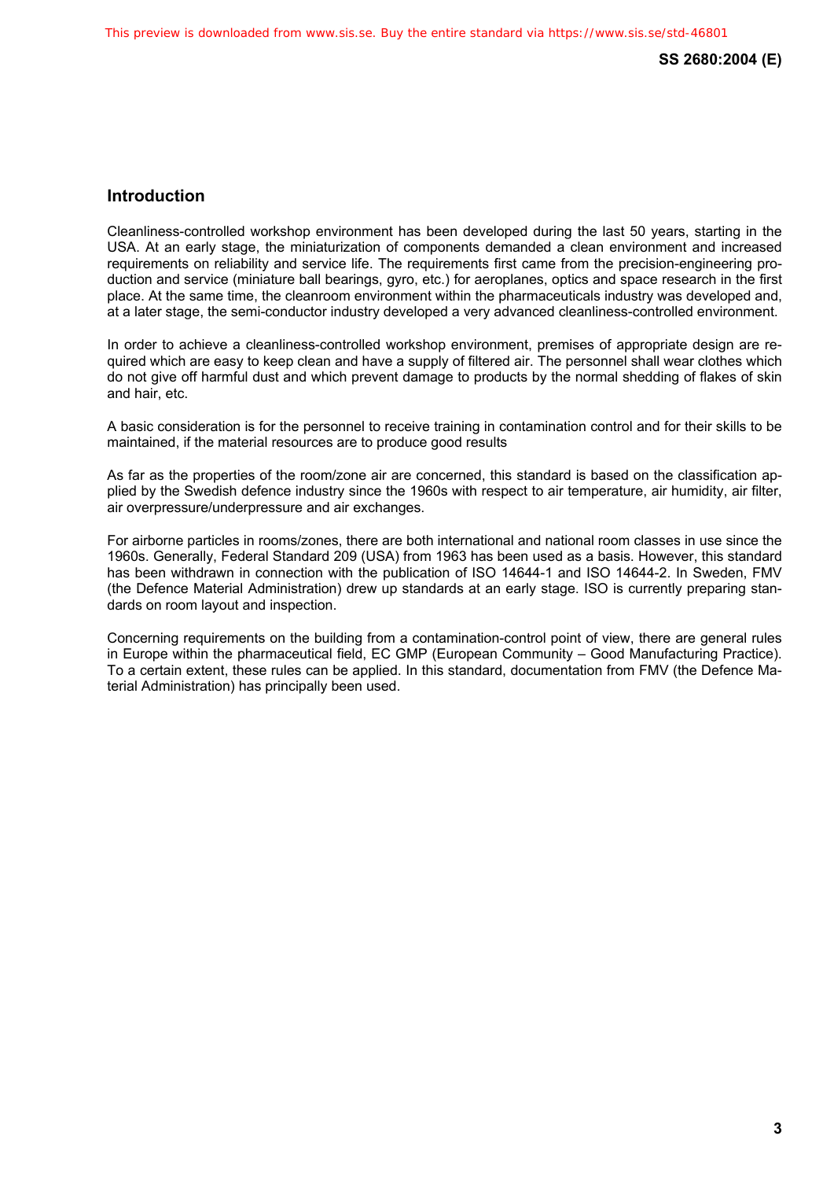## Introduction

Cleanliness-controlled workshop environment has been developed during the last 50 years, starting in the USA. At an early stage, the miniaturization of components demanded a clean environment and increased requirements on reliability and service life. The requirements first came from the precision-engineering production and service (miniature ball bearings, gyro, etc.) for aeroplanes, optics and space research in the first place. At the same time, the cleanroom environment within the pharmaceuticals industry was developed and, at a later stage, the semi-conductor industry developed a very advanced cleanliness-controlled environment.

In order to achieve a cleanliness-controlled workshop environment, premises of appropriate design are required which are easy to keep clean and have a supply of filtered air. The personnel shall wear clothes which do not give off harmful dust and which prevent damage to products by the normal shedding of flakes of skin and hair, etc.

A basic consideration is for the personnel to receive training in contamination control and for their skills to be maintained, if the material resources are to produce good results

As far as the properties of the room/zone air are concerned, this standard is based on the classification applied by the Swedish defence industry since the 1960s with respect to air temperature, air humidity, air filter, air overpressure/underpressure and air exchanges.

For airborne particles in rooms/zones, there are both international and national room classes in use since the 1960s. Generally, Federal Standard 209 (USA) from 1963 has been used as a basis. However, this standard has been withdrawn in connection with the publication of ISO 14644-1 and ISO 14644-2. In Sweden, FMV (the Defence Material Administration) drew up standards at an early stage. ISO is currently preparing standards on room layout and inspection.

Concerning requirements on the building from a contamination-control point of view, there are general rules in Europe within the pharmaceutical field, EC GMP (European Community – Good Manufacturing Practice). To a certain extent, these rules can be applied. In this standard, documentation from FMV (the Defence Material Administration) has principally been used.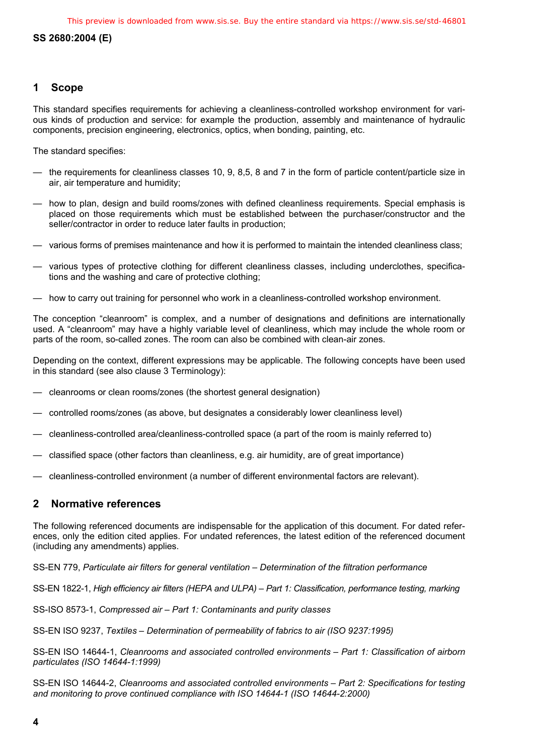## 1 Scope

This standard specifies requirements for achieving a cleanliness-controlled workshop environment for various kinds of production and service: for example the production, assembly and maintenance of hydraulic components, precision engineering, electronics, optics, when bonding, painting, etc.

The standard specifies:

- the requirements for cleanliness classes 10, 9, 8,5, 8 and 7 in the form of particle content/particle size in air, air temperature and humidity;
- how to plan, design and build rooms/zones with defined cleanliness requirements. Special emphasis is placed on those requirements which must be established between the purchaser/constructor and the seller/contractor in order to reduce later faults in production;
- various forms of premises maintenance and how it is performed to maintain the intended cleanliness class;
- various types of protective clothing for different cleanliness classes, including underclothes, specifications and the washing and care of protective clothing;
- how to carry out training for personnel who work in a cleanliness-controlled workshop environment.

The conception "cleanroom" is complex, and a number of designations and definitions are internationally used. A "cleanroom" may have a highly variable level of cleanliness, which may include the whole room or parts of the room, so-called zones. The room can also be combined with clean-air zones.

Depending on the context, different expressions may be applicable. The following concepts have been used in this standard (see also clause 3 Terminology):

- cleanrooms or clean rooms/zones (the shortest general designation)
- controlled rooms/zones (as above, but designates a considerably lower cleanliness level)
- cleanliness-controlled area/cleanliness-controlled space (a part of the room is mainly referred to)
- classified space (other factors than cleanliness, e.g. air humidity, are of great importance)
- cleanliness-controlled environment (a number of different environmental factors are relevant).

## 2 Normative references

The following referenced documents are indispensable for the application of this document. For dated references, only the edition cited applies. For undated references, the latest edition of the referenced document (including any amendments) applies.

SS-EN 779, *Particulate air filters for general ventilation – Determination of the filtration performance*

SS-EN 1822-1, *High efficiency air filters (HEPA and ULPA) – Part 1: Classification, performance testing, marking*

SS-ISO 8573-1, *Compressed air – Part 1: Contaminants and purity classes*

SS-EN ISO 9237, *Textiles – Determination of permeability of fabrics to air (ISO 9237:1995)*

SS-EN ISO 14644-1, *Cleanrooms and associated controlled environments – Part 1: Classification of airborn particulates (ISO 14644-1:1999)*

SS-EN ISO 14644-2, *Cleanrooms and associated controlled environments – Part 2: Specifications for testing and monitoring to prove continued compliance with ISO 14644-1 (ISO 14644-2:2000)*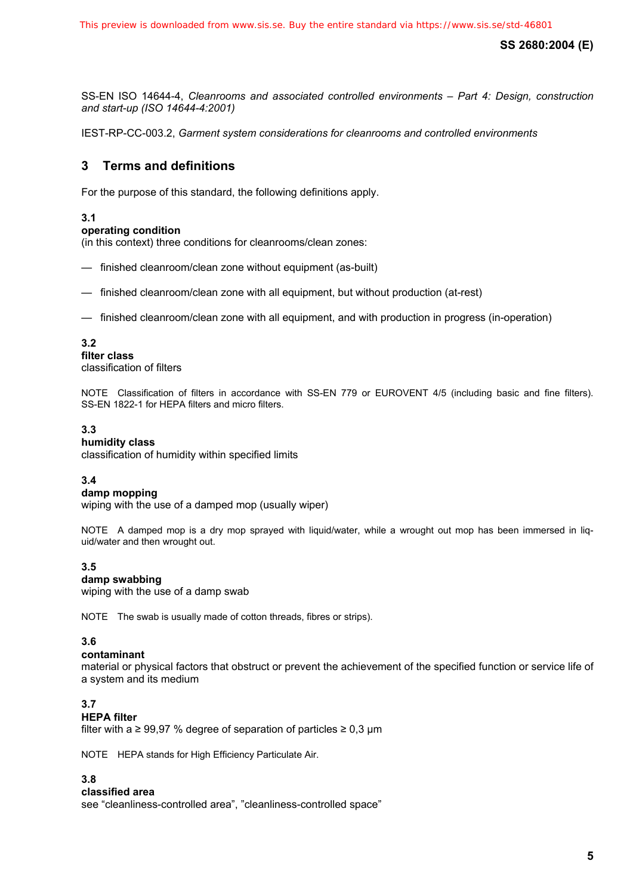SS-EN ISO 14644-4, *Cleanrooms and associated controlled environments – Part 4: Design, construction and start-up (ISO 14644-4:2001)*

IEST-RP-CC-003.2, *Garment system considerations for cleanrooms and controlled environments*

## 3 Terms and definitions

For the purpose of this standard, the following definitions apply.

**3.1**
**operating condition**
(in this context) three conditions for cleanrooms/clean zones:

— finished cleanroom/clean zone without equipment (as-built)

— finished cleanroom/clean zone with all equipment, but without production (at-rest)

— finished cleanroom/clean zone with all equipment, and with production in progress (in-operation)

**3.2**
**filter class**
classification of filters

NOTE Classification of filters in accordance with SS-EN 779 or EUROVENT 4/5 (including basic and fine filters). SS-EN 1822-1 for HEPA filters and micro filters.

**3.3**
**humidity class**
classification of humidity within specified limits

**3.4**
**damp mopping**
wiping with the use of a damped mop (usually wiper)

NOTE A damped mop is a dry mop sprayed with liquid/water, while a wrought out mop has been immersed in liquid/water and then wrought out.

**3.5**
**damp swabbing**
wiping with the use of a damp swab

NOTE The swab is usually made of cotton threads, fibres or strips).

**3.6**
**contaminant**
material or physical factors that obstruct or prevent the achievement of the specified function or service life of a system and its medium

**3.7**
**HEPA filter**
filter with a ≥ 99,97 % degree of separation of particles ≥ 0,3 µm

NOTE HEPA stands for High Efficiency Particulate Air.

**3.8**
**classified area**
see “cleanliness-controlled area”, ”cleanliness-controlled space”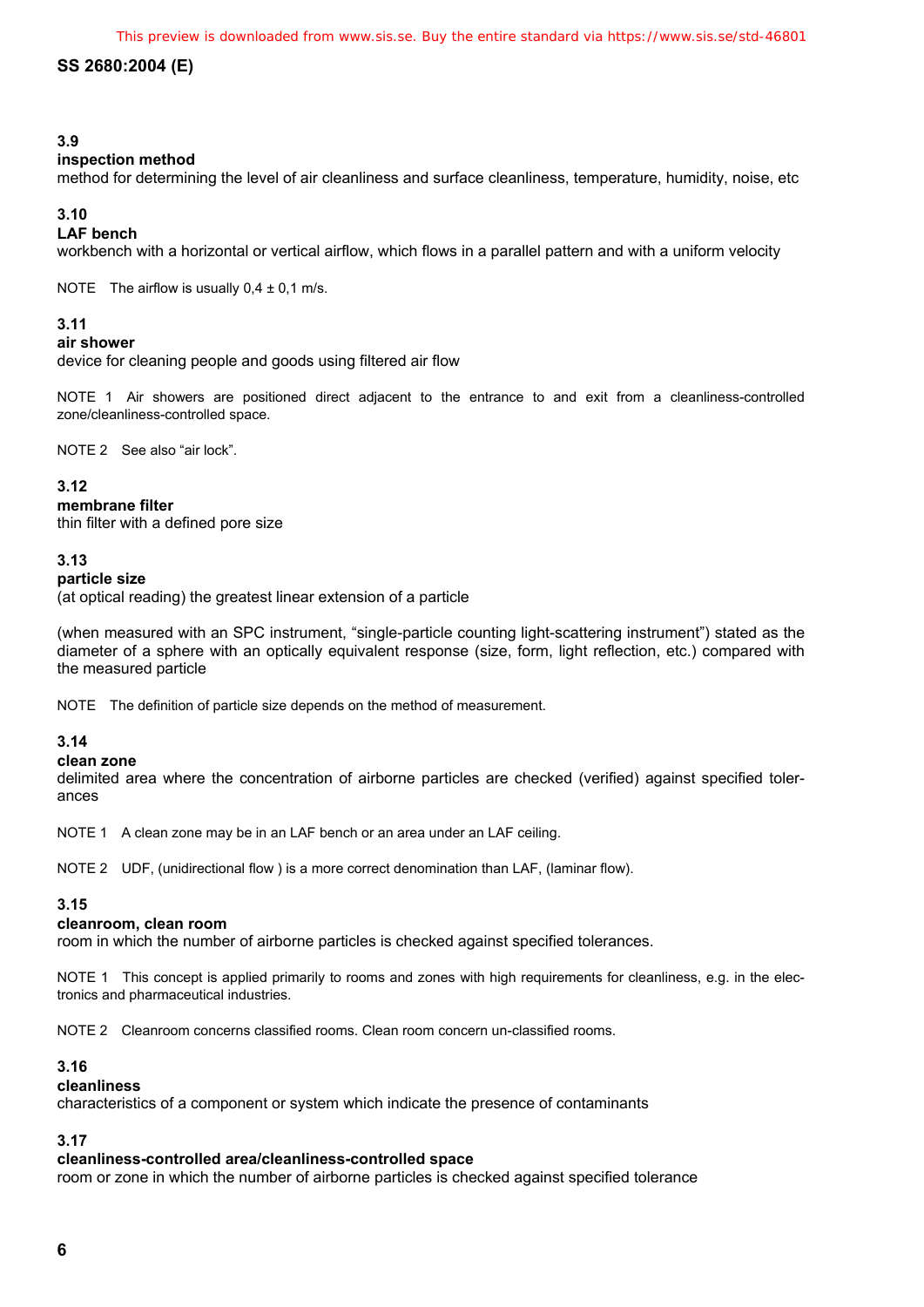### 3.9
**inspection method**
method for determining the level of air cleanliness and surface cleanliness, temperature, humidity, noise, etc

### 3.10
**LAF bench**
workbench with a horizontal or vertical airflow, which flows in a parallel pattern and with a uniform velocity

NOTE The airflow is usually 0,4 ± 0,1 m/s.

### 3.11
**air shower**
device for cleaning people and goods using filtered air flow

NOTE 1 Air showers are positioned direct adjacent to the entrance to and exit from a cleanliness-controlled zone/cleanliness-controlled space.

NOTE 2 See also "air lock".

### 3.12
**membrane filter**
thin filter with a defined pore size

### 3.13
**particle size**
(at optical reading) the greatest linear extension of a particle

(when measured with an SPC instrument, "single-particle counting light-scattering instrument") stated as the diameter of a sphere with an optically equivalent response (size, form, light reflection, etc.) compared with the measured particle

NOTE The definition of particle size depends on the method of measurement.

### 3.14
**clean zone**
delimited area where the concentration of airborne particles are checked (verified) against specified tolerances

NOTE 1 A clean zone may be in an LAF bench or an area under an LAF ceiling.

NOTE 2 UDF, (unidirectional flow ) is a more correct denomination than LAF, (laminar flow).

### 3.15
**cleanroom, clean room**
room in which the number of airborne particles is checked against specified tolerances.

NOTE 1 This concept is applied primarily to rooms and zones with high requirements for cleanliness, e.g. in the electronics and pharmaceutical industries.

NOTE 2 Cleanroom concerns classified rooms. Clean room concern un-classified rooms.

### 3.16
**cleanliness**
characteristics of a component or system which indicate the presence of contaminants

### 3.17
**cleanliness-controlled area/cleanliness-controlled space**
room or zone in which the number of airborne particles is checked against specified tolerance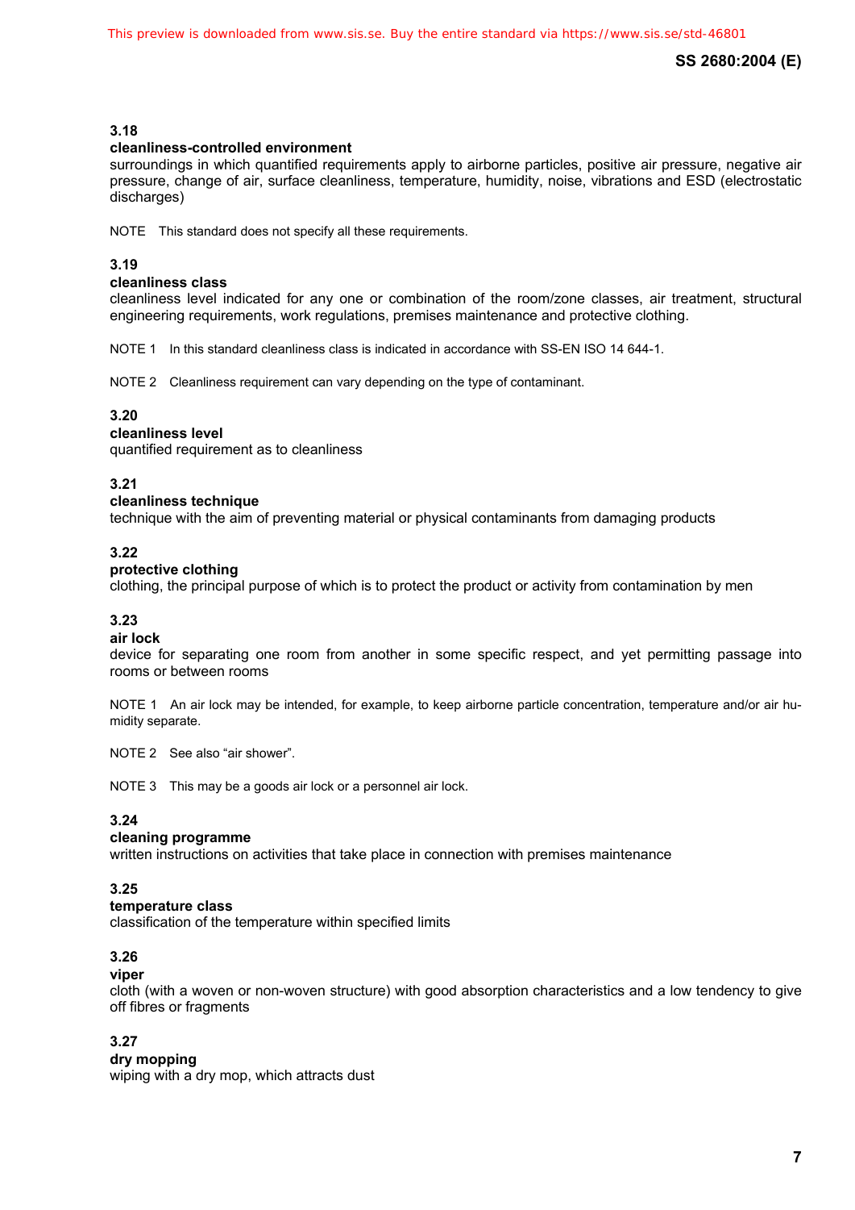### 3.18

**cleanliness-controlled environment**

surroundings in which quantified requirements apply to airborne particles, positive air pressure, negative air pressure, change of air, surface cleanliness, temperature, humidity, noise, vibrations and ESD (electrostatic discharges)

NOTE This standard does not specify all these requirements.

### 3.19

**cleanliness class**

cleanliness level indicated for any one or combination of the room/zone classes, air treatment, structural engineering requirements, work regulations, premises maintenance and protective clothing.

NOTE 1 In this standard cleanliness class is indicated in accordance with SS-EN ISO 14 644-1.

NOTE 2 Cleanliness requirement can vary depending on the type of contaminant.

### 3.20

**cleanliness level**

quantified requirement as to cleanliness

### 3.21

**cleanliness technique**

technique with the aim of preventing material or physical contaminants from damaging products

### 3.22

**protective clothing**

clothing, the principal purpose of which is to protect the product or activity from contamination by men

### 3.23

**air lock**

device for separating one room from another in some specific respect, and yet permitting passage into rooms or between rooms

NOTE 1 An air lock may be intended, for example, to keep airborne particle concentration, temperature and/or air humidity separate.

NOTE 2 See also "air shower".

NOTE 3 This may be a goods air lock or a personnel air lock.

### 3.24

**cleaning programme**

written instructions on activities that take place in connection with premises maintenance

### 3.25

**temperature class**

classification of the temperature within specified limits

### 3.26

**viper**

cloth (with a woven or non-woven structure) with good absorption characteristics and a low tendency to give off fibres or fragments

### 3.27

**dry mopping**

wiping with a dry mop, which attracts dust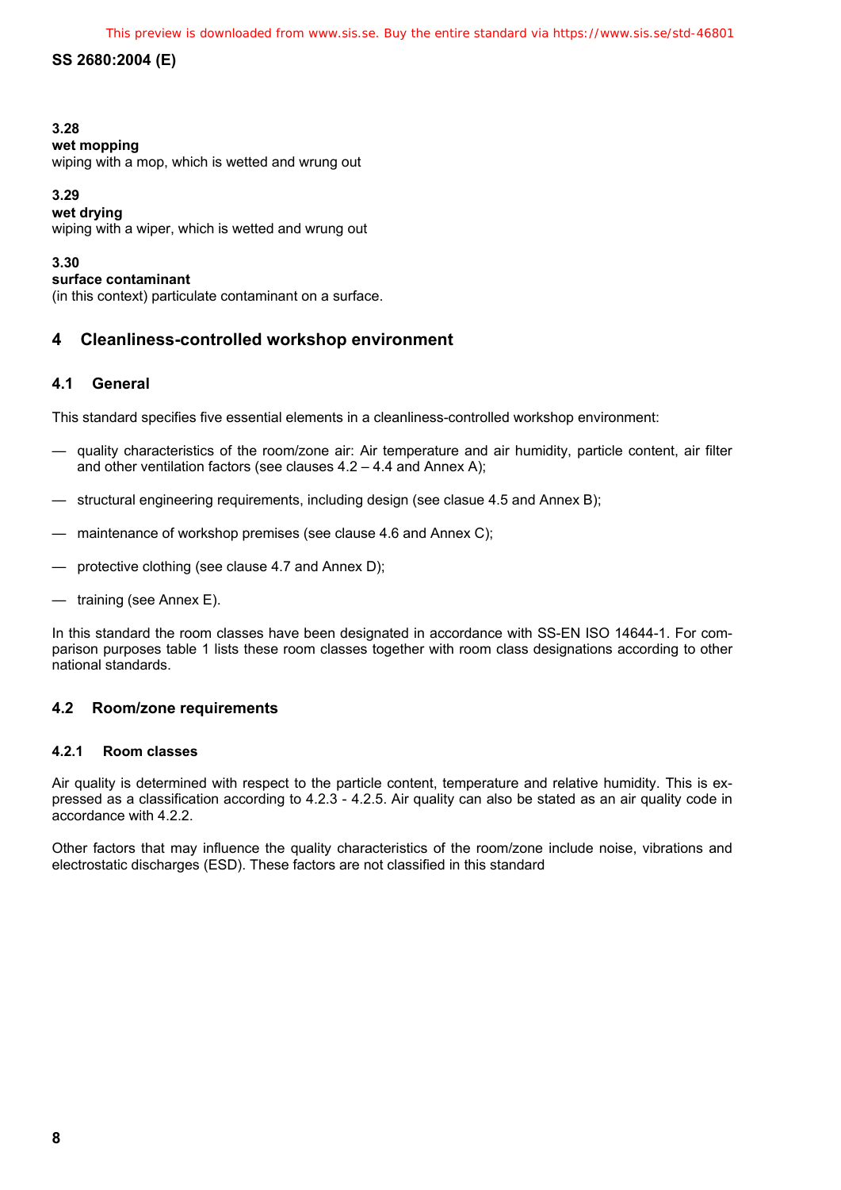**3.28**
**wet mopping**
wiping with a mop, which is wetted and wrung out

**3.29**
**wet drying**
wiping with a wiper, which is wetted and wrung out

**3.30**
**surface contaminant**
(in this context) particulate contaminant on a surface.

# 4 Cleanliness-controlled workshop environment

## 4.1 General

This standard specifies five essential elements in a cleanliness-controlled workshop environment:

— quality characteristics of the room/zone air: Air temperature and air humidity, particle content, air filter and other ventilation factors (see clauses 4.2 – 4.4 and Annex A);

— structural engineering requirements, including design (see clasue 4.5 and Annex B);

— maintenance of workshop premises (see clause 4.6 and Annex C);

— protective clothing (see clause 4.7 and Annex D);

— training (see Annex E).

In this standard the room classes have been designated in accordance with SS-EN ISO 14644-1. For comparison purposes table 1 lists these room classes together with room class designations according to other national standards.

## 4.2 Room/zone requirements

### 4.2.1 Room classes

Air quality is determined with respect to the particle content, temperature and relative humidity. This is expressed as a classification according to 4.2.3 - 4.2.5. Air quality can also be stated as an air quality code in accordance with 4.2.2.

Other factors that may influence the quality characteristics of the room/zone include noise, vibrations and electrostatic discharges (ESD). These factors are not classified in this standard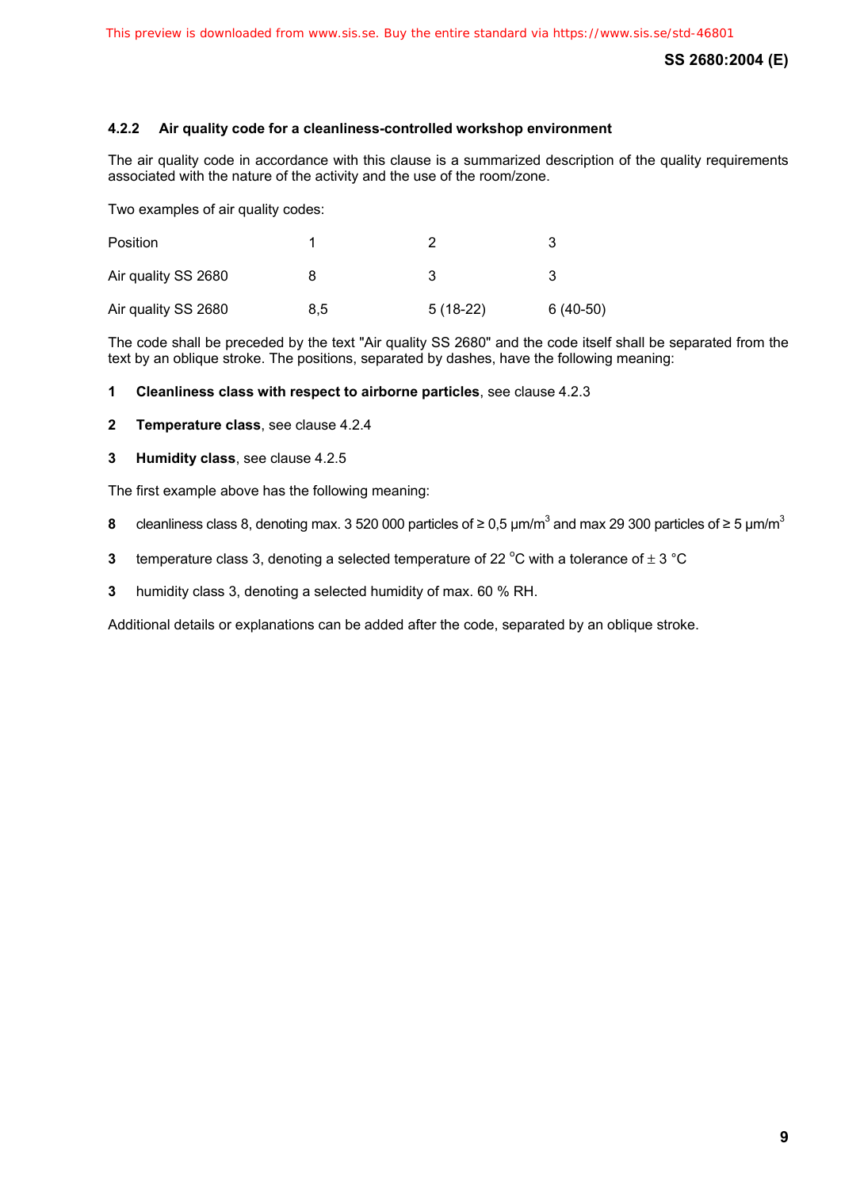### 4.2.2 Air quality code for a cleanliness-controlled workshop environment

The air quality code in accordance with this clause is a summarized description of the quality requirements associated with the nature of the activity and the use of the room/zone.

Two examples of air quality codes:

| | | | |
|---|---|---|---|
| Position | 1 | 2 | 3 |
| Air quality SS 2680 | 8 | 3 | 3 |
| Air quality SS 2680 | 8,5 | 5 (18-22) | 6 (40-50) |

The code shall be preceded by the text "Air quality SS 2680" and the code itself shall be separated from the text by an oblique stroke. The positions, separated by dashes, have the following meaning:

**1** **Cleanliness class with respect to airborne particles**, see clause 4.2.3

**2** **Temperature class**, see clause 4.2.4

**3** **Humidity class**, see clause 4.2.5

The first example above has the following meaning:

**8** cleanliness class 8, denoting max. 3 520 000 particles of ≥ 0,5 μm/m$^3$ and max 29 300 particles of ≥ 5 μm/m$^3$

**3** temperature class 3, denoting a selected temperature of 22 °C with a tolerance of ± 3 °C

**3** humidity class 3, denoting a selected humidity of max. 60 % RH.

Additional details or explanations can be added after the code, separated by an oblique stroke.